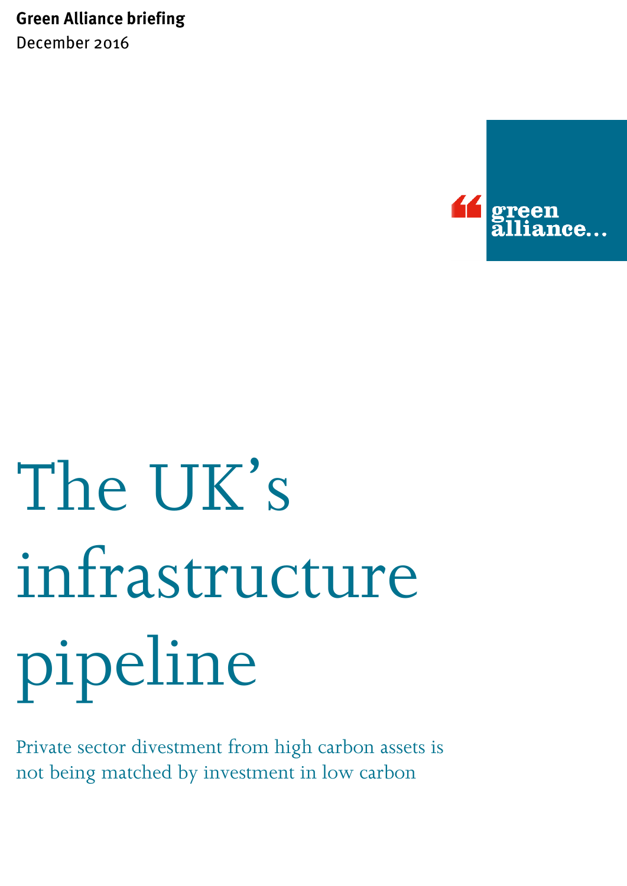**Green Alliance briefing**

December 2016

green alliance...

# The UK's infrastructure pipeline

Private sector divestment from high carbon assets is not being matched by investment in low carbon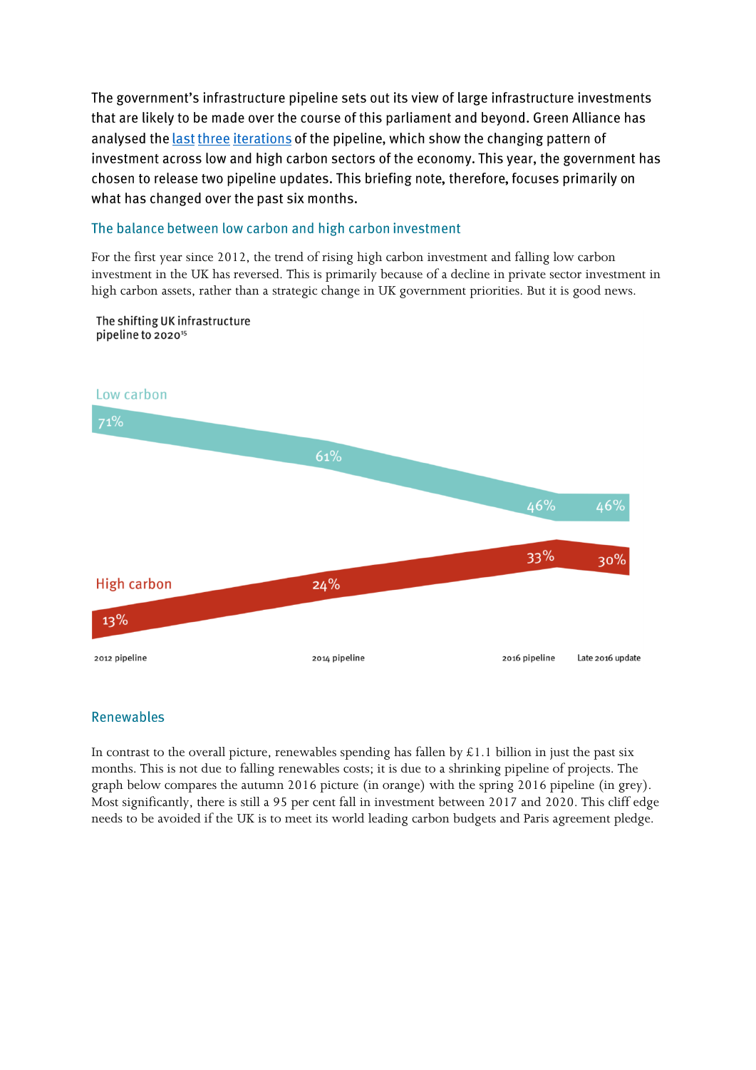The government's infrastructure pipeline sets out its view of large infrastructure investments that are likely to be made over the course of this parliament and beyond. Green Alliance has analysed the last three iterations of the pipeline, which show the changing pattern of investment across low and high carbon sectors of the economy. This year, the government has chosen to release two pipeline updates. This briefing note, therefore, focuses primarily on what has changed over the past six months.

## The balance between low carbon and high carbon investment

For the first year since 2012, the trend of rising high carbon investment and falling low carbon investment in the UK has reversed. This is primarily because of a decline in private sector investment in high carbon assets, rather than a strategic change in UK government priorities. But it is good news.

The shifting UK infrastructure pipeline to 2020[15]

| | 2012 pipeline | 2014 pipeline | 2016 pipeline | Late 2016 update |
|---|---|---|---|---|
| Low carbon | 71% | 61% | 46% | 46% |
| High carbon | 13% | 24% | 33% | 30% |

## Renewables

In contrast to the overall picture, renewables spending has fallen by £1.1 billion in just the past six months. This is not due to falling renewables costs; it is due to a shrinking pipeline of projects. The graph below compares the autumn 2016 picture (in orange) with the spring 2016 pipeline (in grey). Most significantly, there is still a 95 per cent fall in investment between 2017 and 2020. This cliff edge needs to be avoided if the UK is to meet its world leading carbon budgets and Paris agreement pledge.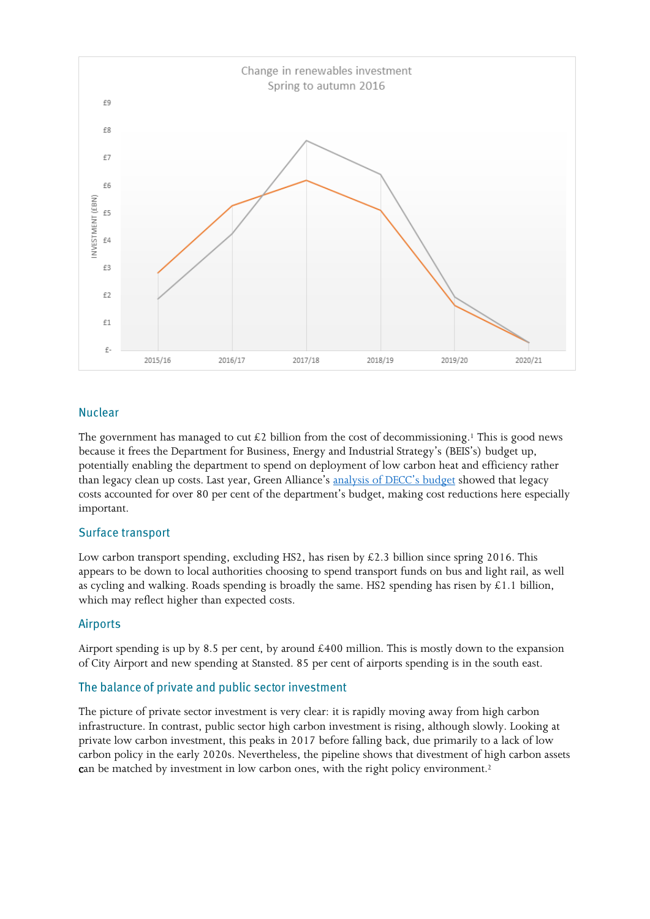Change in renewables investment
Spring to autumn 2016

| | 2015/16 | 2016/17 | 2017/18 | 2018/19 | 2019/20 | 2020/21 |
|---|---|---|---|---|---|---|

INVESTMENT (£BN)

## Nuclear

The government has managed to cut £2 billion from the cost of decommissioning.[1] This is good news because it frees the Department for Business, Energy and Industrial Strategy's (BEIS's) budget up, potentially enabling the department to spend on deployment of low carbon heat and efficiency rather than legacy clean up costs. Last year, Green Alliance's analysis of DECC's budget showed that legacy costs accounted for over 80 per cent of the department's budget, making cost reductions here especially important.

## Surface transport

Low carbon transport spending, excluding HS2, has risen by £2.3 billion since spring 2016. This appears to be down to local authorities choosing to spend transport funds on bus and light rail, as well as cycling and walking. Roads spending is broadly the same. HS2 spending has risen by £1.1 billion, which may reflect higher than expected costs.

## Airports

Airport spending is up by 8.5 per cent, by around £400 million. This is mostly down to the expansion of City Airport and new spending at Stansted. 85 per cent of airports spending is in the south east.

## The balance of private and public sector investment

The picture of private sector investment is very clear: it is rapidly moving away from high carbon infrastructure. In contrast, public sector high carbon investment is rising, although slowly. Looking at private low carbon investment, this peaks in 2017 before falling back, due primarily to a lack of low carbon policy in the early 2020s. Nevertheless, the pipeline shows that divestment of high carbon assets can be matched by investment in low carbon ones, with the right policy environment.[2]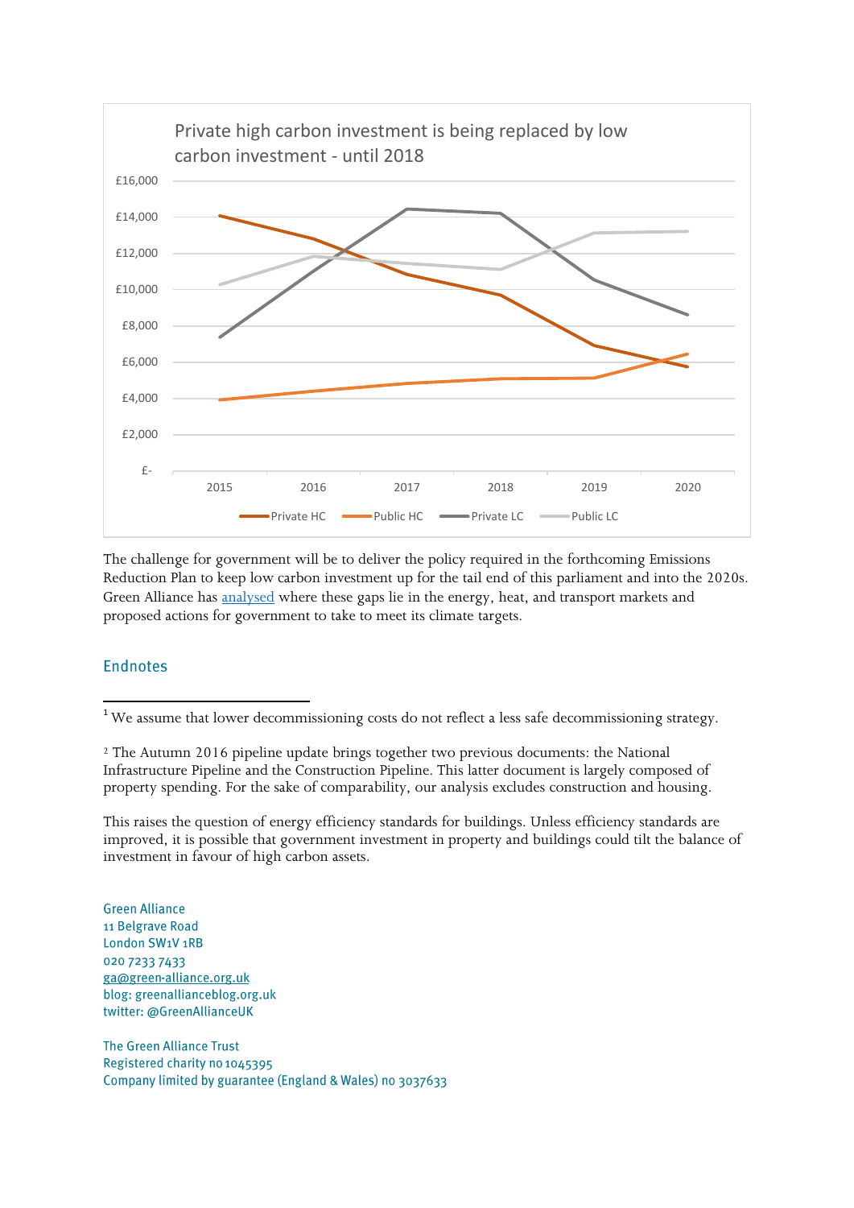Private high carbon investment is being replaced by low carbon investment - until 2018

£16,000
£14,000
£12,000
£10,000
£8,000
£6,000
£4,000
£2,000
£-

2015 2016 2017 2018 2019 2020

Private HC Public HC Private LC Public LC

The challenge for government will be to deliver the policy required in the forthcoming Emissions Reduction Plan to keep low carbon investment up for the tail end of this parliament and into the 2020s. Green Alliance has analysed where these gaps lie in the energy, heat, and transport markets and proposed actions for government to take to meet its climate targets.

## Endnotes

[1] We assume that lower decommissioning costs do not reflect a less safe decommissioning strategy.

[2] The Autumn 2016 pipeline update brings together two previous documents: the National Infrastructure Pipeline and the Construction Pipeline. This latter document is largely composed of property spending. For the sake of comparability, our analysis excludes construction and housing.

This raises the question of energy efficiency standards for buildings. Unless efficiency standards are improved, it is possible that government investment in property and buildings could tilt the balance of investment in favour of high carbon assets.

Green Alliance
11 Belgrave Road
London SW1V 1RB
020 7233 7433
ga@green-alliance.org.uk
blog: greenallianceblog.org.uk
twitter: @GreenAllianceUK

The Green Alliance Trust
Registered charity no 1045395
Company limited by guarantee (England & Wales) no 3037633